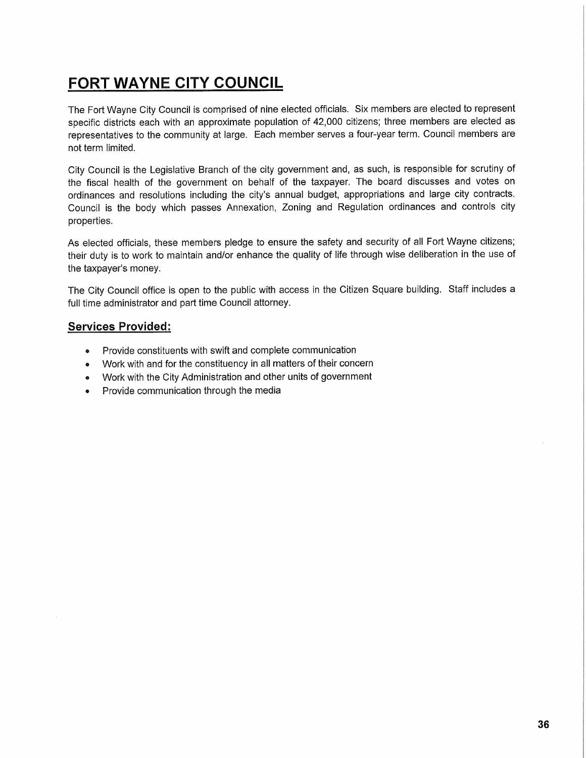# FORT WAYNE CITY COUNCIL

The Fort Wayne City Council is comprised of nine elected officials. Six members are elected to represent specific districts each with an approximate population of 42,000 citizens; three members are elected as representatives to the community at large. Each member serves a four-year term. Council members are not term limited.

City Council is the Legislative Branch of the city government and, as such, is responsible for scrutiny of the fiscal health of the government on behalf of the taxpayer. The board discusses and votes on ordinances and resolutions including the city's annual budget, appropriations and large city contracts. Council is the body which passes Annexation, Zoning and Regulation ordinances and controls city properties.

As elected officials, these members pledge to ensure the safety and security of all Fort Wayne citizens; their duty is to work to maintain and/or enhance the quality of life through wise deliberation in the use of the taxpayer's money.

The City Council office is open to the public with access in the Citizen Square building. Staff includes a full time administrator and part time Council attorney.

## Services Provided:

- Provide constituents with swift and complete communication
- Work with and for the constituency in all matters of their concern
- Work with the City Administration and other units of government
- Provide communication through the media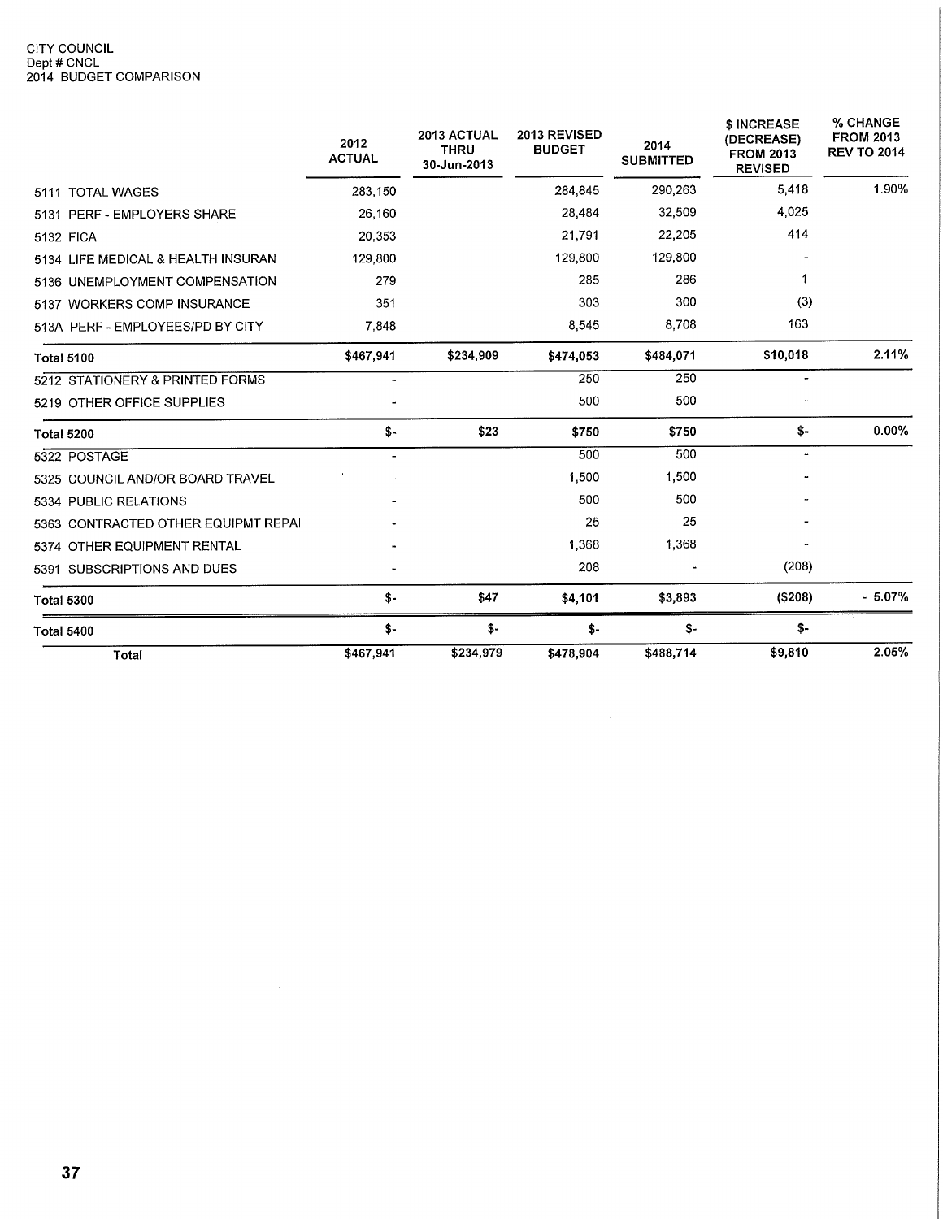CITY COUNCIL
Dept # CNCL
2014 BUDGET COMPARISON

| | 2012 ACTUAL | 2013 ACTUAL THRU 30-Jun-2013 | 2013 REVISED BUDGET | 2014 SUBMITTED | $ INCREASE (DECREASE) FROM 2013 REVISED | % CHANGE FROM 2013 REV TO 2014 |
|---|---|---|---|---|---|---|
| 5111 TOTAL WAGES | 283,150 | | 284,845 | 290,263 | 5,418 | 1.90% |
| 5131 PERF - EMPLOYERS SHARE | 26,160 | | 28,484 | 32,509 | 4,025 | |
| 5132 FICA | 20,353 | | 21,791 | 22,205 | 414 | |
| 5134 LIFE MEDICAL & HEALTH INSURAN | 129,800 | | 129,800 | 129,800 | - | |
| 5136 UNEMPLOYMENT COMPENSATION | 279 | | 285 | 286 | 1 | |
| 5137 WORKERS COMP INSURANCE | 351 | | 303 | 300 | (3) | |
| 513A PERF - EMPLOYEES/PD BY CITY | 7,848 | | 8,545 | 8,708 | 163 | |
| **Total 5100** | **$467,941** | **$234,909** | **$474,053** | **$484,071** | **$10,018** | **2.11%** |
| 5212 STATIONERY & PRINTED FORMS | - | | 250 | 250 | - | |
| 5219 OTHER OFFICE SUPPLIES | - | | 500 | 500 | - | |
| **Total 5200** | **$-** | **$23** | **$750** | **$750** | **$-** | **0.00%** |
| 5322 POSTAGE | - | | 500 | 500 | - | |
| 5325 COUNCIL AND/OR BOARD TRAVEL | - | | 1,500 | 1,500 | - | |
| 5334 PUBLIC RELATIONS | - | | 500 | 500 | - | |
| 5363 CONTRACTED OTHER EQUIPMT REPAI | - | | 25 | 25 | - | |
| 5374 OTHER EQUIPMENT RENTAL | - | | 1,368 | 1,368 | - | |
| 5391 SUBSCRIPTIONS AND DUES | - | | 208 | - | (208) | |
| **Total 5300** | **$-** | **$47** | **$4,101** | **$3,893** | **($208)** | **- 5.07%** |
| **Total 5400** | **$-** | **$-** | **$-** | **$-** | **$-** | |
| **Total** | **$467,941** | **$234,979** | **$478,904** | **$488,714** | **$9,810** | **2.05%** |